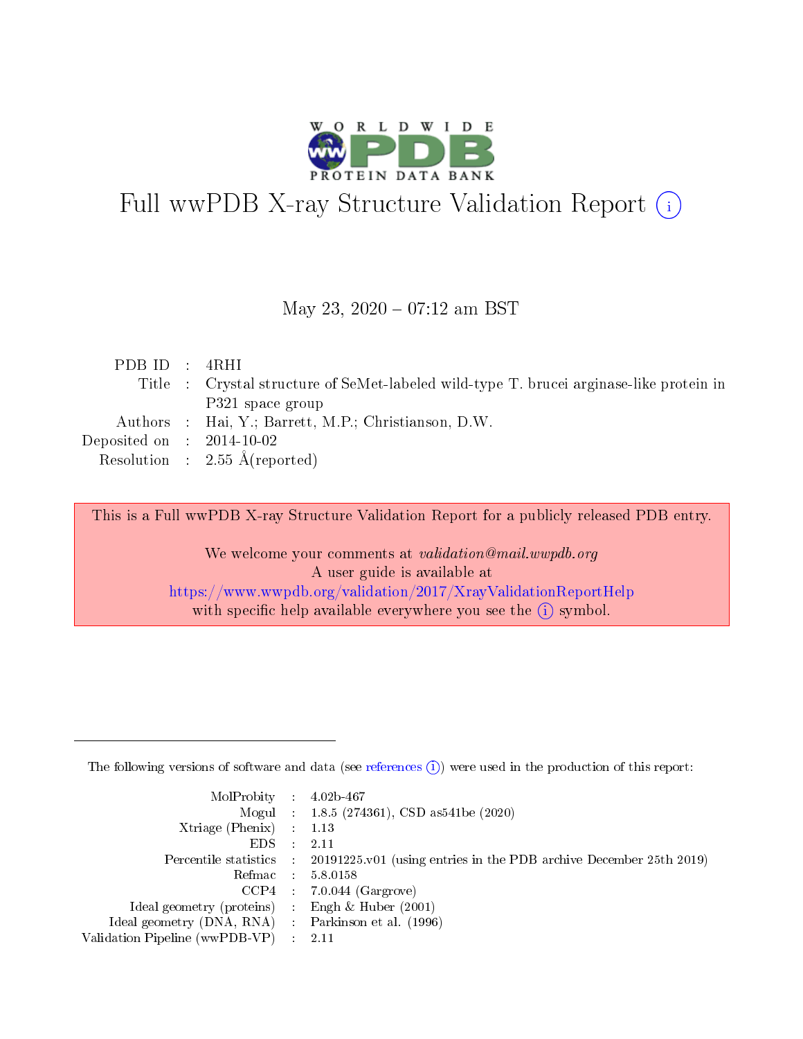# Full wwPDB X-ray Structure Validation Report (i)

May 23, 2020 – 07:12 am BST

| | | |
|---|---|---|
| PDB ID | : | 4RHI |
| Title | : | Crystal structure of SeMet-labeled wild-type T. brucei arginase-like protein in P321 space group |
| Authors | : | Hai, Y.; Barrett, M.P.; Christianson, D.W. |
| Deposited on | : | 2014-10-02 |
| Resolution | : | 2.55 Å(reported) |

This is a Full wwPDB X-ray Structure Validation Report for a publicly released PDB entry.

We welcome your comments at *validation@mail.wwpdb.org*
A user guide is available at
https://www.wwpdb.org/validation/2017/XrayValidationReportHelp
with specific help available everywhere you see the (i) symbol.

---

The following versions of software and data (see references (i)) were used in the production of this report:

| | | |
|---|---|---|
| MolProbity | : | 4.02b-467 |
| Mogul | : | 1.8.5 (274361), CSD as541be (2020) |
| Xtriage (Phenix) | : | 1.13 |
| EDS | : | 2.11 |
| Percentile statistics | : | 20191225.v01 (using entries in the PDB archive December 25th 2019) |
| Refmac | : | 5.8.0158 |
| CCP4 | : | 7.0.044 (Gargrove) |
| Ideal geometry (proteins) | : | Engh & Huber (2001) |
| Ideal geometry (DNA, RNA) | : | Parkinson et al. (1996) |
| Validation Pipeline (wwPDB-VP) | : | 2.11 |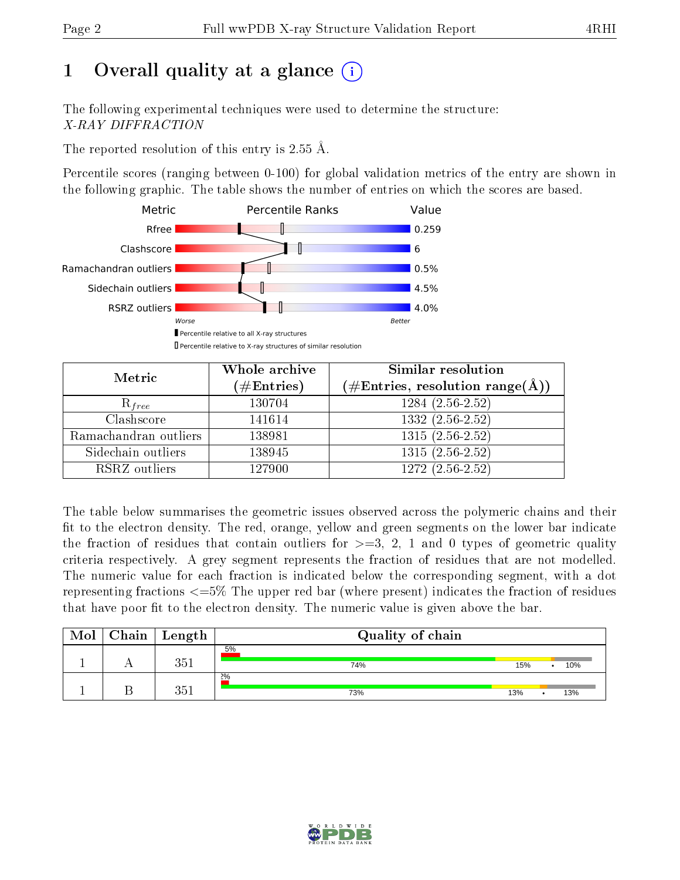# 1 Overall quality at a glance

The following experimental techniques were used to determine the structure:
*X-RAY DIFFRACTION*

The reported resolution of this entry is 2.55 Å.

Percentile scores (ranging between 0-100) for global validation metrics of the entry are shown in the following graphic. The table shows the number of entries on which the scores are based.

| Metric | Value |
|---|---|
| Rfree | 0.259 |
| Clashscore | 6 |
| Ramachandran outliers | 0.5% |
| Sidechain outliers | 4.5% |
| RSRZ outliers | 4.0% |

Worse — Better

Percentile relative to all X-ray structures

Percentile relative to X-ray structures of similar resolution

| Metric | Whole archive (#Entries) | Similar resolution (#Entries, resolution range(Å)) |
|---|---|---|
| $R_{free}$ | 130704 | 1284 (2.56-2.52) |
| Clashscore | 141614 | 1332 (2.56-2.52) |
| Ramachandran outliers | 138981 | 1315 (2.56-2.52) |
| Sidechain outliers | 138945 | 1315 (2.56-2.52) |
| RSRZ outliers | 127900 | 1272 (2.56-2.52) |

The table below summarises the geometric issues observed across the polymeric chains and their fit to the electron density. The red, orange, yellow and green segments on the lower bar indicate the fraction of residues that contain outliers for >=3, 2, 1 and 0 types of geometric quality criteria respectively. A grey segment represents the fraction of residues that are not modelled. The numeric value for each fraction is indicated below the corresponding segment, with a dot representing fractions <=5% The upper red bar (where present) indicates the fraction of residues that have poor fit to the electron density. The numeric value is given above the bar.

| Mol | Chain | Length | Quality of chain |
|---|---|---|---|
| 1 | A | 351 | 5%; 74%, 15%, •, 10% |
| 1 | B | 351 | 2%; 73%, 13%, •, 13% |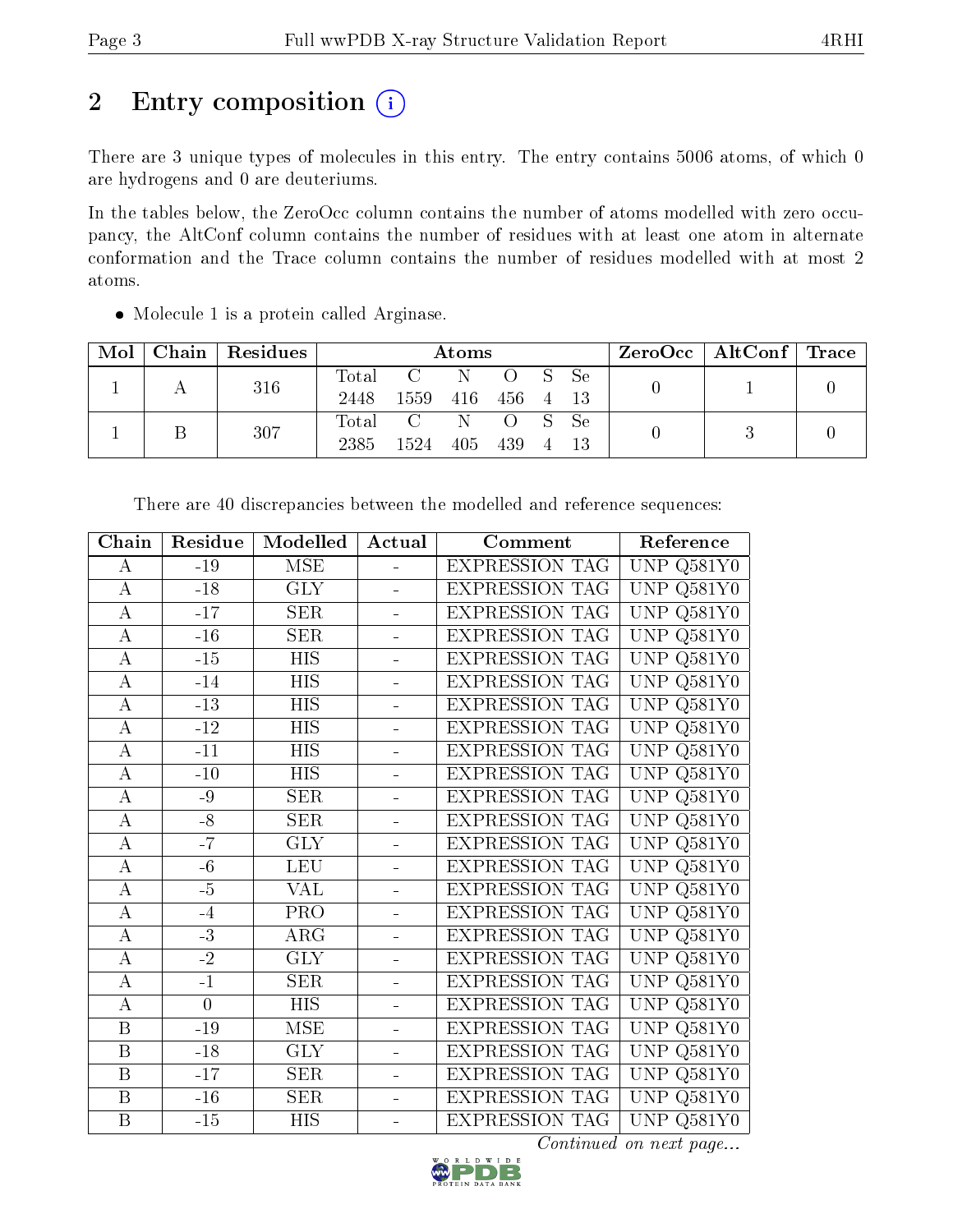# 2 Entry composition

There are 3 unique types of molecules in this entry. The entry contains 5006 atoms, of which 0 are hydrogens and 0 are deuteriums.

In the tables below, the ZeroOcc column contains the number of atoms modelled with zero occupancy, the AltConf column contains the number of residues with at least one atom in alternate conformation and the Trace column contains the number of residues modelled with at most 2 atoms.

- Molecule 1 is a protein called Arginase.

| Mol | Chain | Residues | Atoms | | | | | | ZeroOcc | AltConf | Trace |
|---|---|---|---|---|---|---|---|---|---|---|---|
| | | | Total | C | N | O | S | Se | | | |
| 1 | A | 316 | 2448 | 1559 | 416 | 456 | 4 | 13 | 0 | 1 | 0 |
| 1 | B | 307 | 2385 | 1524 | 405 | 439 | 4 | 13 | 0 | 3 | 0 |

There are 40 discrepancies between the modelled and reference sequences:

| Chain | Residue | Modelled | Actual | Comment | Reference |
|---|---|---|---|---|---|
| A | -19 | MSE | - | EXPRESSION TAG | UNP Q581Y0 |
| A | -18 | GLY | - | EXPRESSION TAG | UNP Q581Y0 |
| A | -17 | SER | - | EXPRESSION TAG | UNP Q581Y0 |
| A | -16 | SER | - | EXPRESSION TAG | UNP Q581Y0 |
| A | -15 | HIS | - | EXPRESSION TAG | UNP Q581Y0 |
| A | -14 | HIS | - | EXPRESSION TAG | UNP Q581Y0 |
| A | -13 | HIS | - | EXPRESSION TAG | UNP Q581Y0 |
| A | -12 | HIS | - | EXPRESSION TAG | UNP Q581Y0 |
| A | -11 | HIS | - | EXPRESSION TAG | UNP Q581Y0 |
| A | -10 | HIS | - | EXPRESSION TAG | UNP Q581Y0 |
| A | -9 | SER | - | EXPRESSION TAG | UNP Q581Y0 |
| A | -8 | SER | - | EXPRESSION TAG | UNP Q581Y0 |
| A | -7 | GLY | - | EXPRESSION TAG | UNP Q581Y0 |
| A | -6 | LEU | - | EXPRESSION TAG | UNP Q581Y0 |
| A | -5 | VAL | - | EXPRESSION TAG | UNP Q581Y0 |
| A | -4 | PRO | - | EXPRESSION TAG | UNP Q581Y0 |
| A | -3 | ARG | - | EXPRESSION TAG | UNP Q581Y0 |
| A | -2 | GLY | - | EXPRESSION TAG | UNP Q581Y0 |
| A | -1 | SER | - | EXPRESSION TAG | UNP Q581Y0 |
| A | 0 | HIS | - | EXPRESSION TAG | UNP Q581Y0 |
| B | -19 | MSE | - | EXPRESSION TAG | UNP Q581Y0 |
| B | -18 | GLY | - | EXPRESSION TAG | UNP Q581Y0 |
| B | -17 | SER | - | EXPRESSION TAG | UNP Q581Y0 |
| B | -16 | SER | - | EXPRESSION TAG | UNP Q581Y0 |
| B | -15 | HIS | - | EXPRESSION TAG | UNP Q581Y0 |

*Continued on next page...*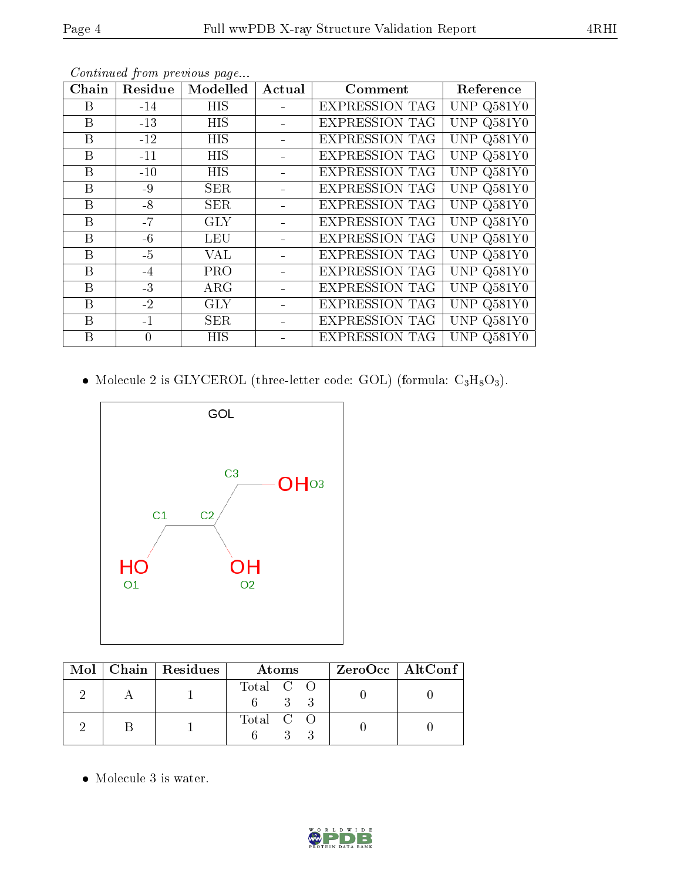*Continued from previous page...*

| Chain | Residue | Modelled | Actual | Comment | Reference |
|---|---|---|---|---|---|
| B | -14 | HIS | - | EXPRESSION TAG | UNP Q581Y0 |
| B | -13 | HIS | - | EXPRESSION TAG | UNP Q581Y0 |
| B | -12 | HIS | - | EXPRESSION TAG | UNP Q581Y0 |
| B | -11 | HIS | - | EXPRESSION TAG | UNP Q581Y0 |
| B | -10 | HIS | - | EXPRESSION TAG | UNP Q581Y0 |
| B | -9 | SER | - | EXPRESSION TAG | UNP Q581Y0 |
| B | -8 | SER | - | EXPRESSION TAG | UNP Q581Y0 |
| B | -7 | GLY | - | EXPRESSION TAG | UNP Q581Y0 |
| B | -6 | LEU | - | EXPRESSION TAG | UNP Q581Y0 |
| B | -5 | VAL | - | EXPRESSION TAG | UNP Q581Y0 |
| B | -4 | PRO | - | EXPRESSION TAG | UNP Q581Y0 |
| B | -3 | ARG | - | EXPRESSION TAG | UNP Q581Y0 |
| B | -2 | GLY | - | EXPRESSION TAG | UNP Q581Y0 |
| B | -1 | SER | - | EXPRESSION TAG | UNP Q581Y0 |
| B | 0 | HIS | - | EXPRESSION TAG | UNP Q581Y0 |

- Molecule 2 is GLYCEROL (three-letter code: GOL) (formula: $C_3H_8O_3$).

| Mol | Chain | Residues | Atoms | ZeroOcc | AltConf |
|---|---|---|---|---|---|
| 2 | A | 1 | Total C O<br>6 3 3 | 0 | 0 |
| 2 | B | 1 | Total C O<br>6 3 3 | 0 | 0 |

- Molecule 3 is water.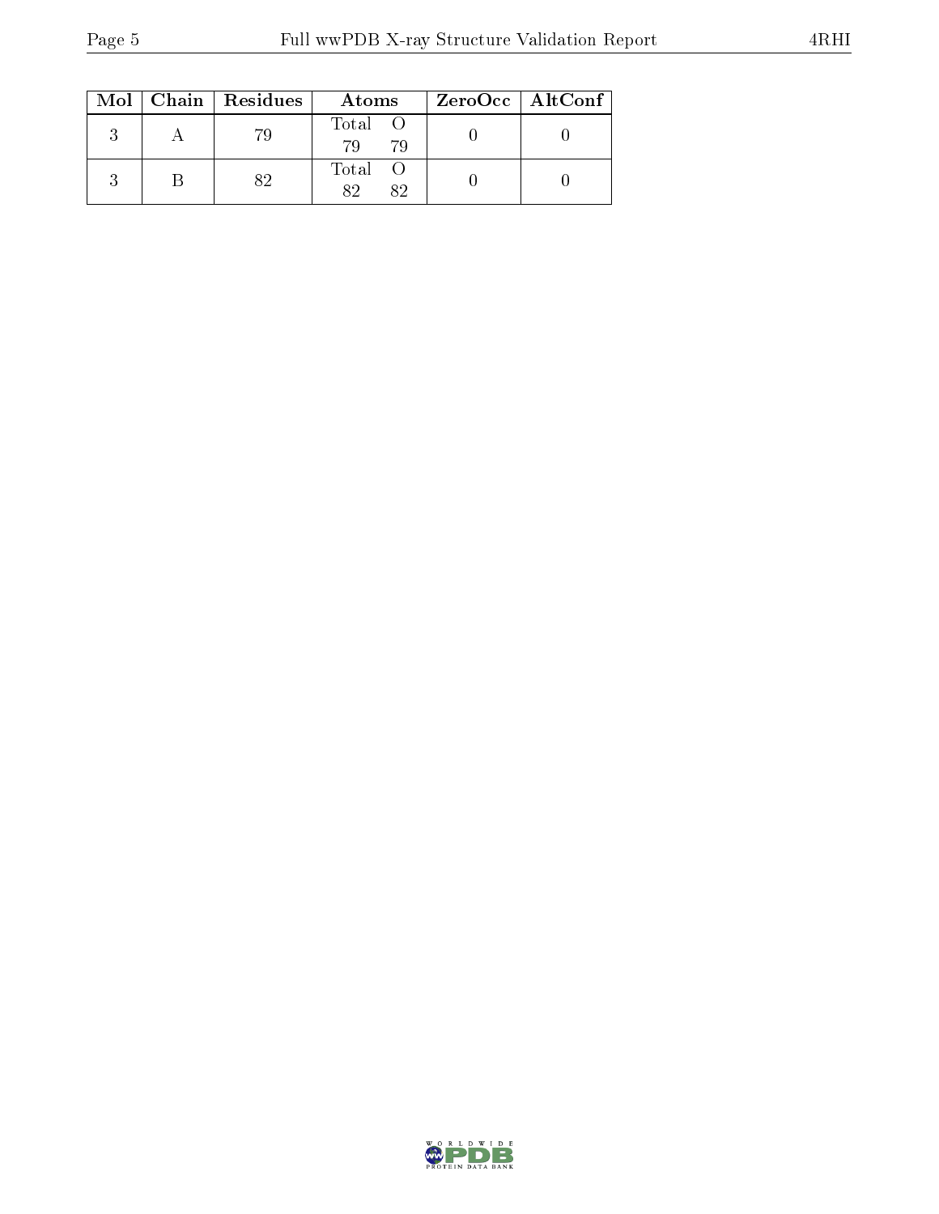| Mol | Chain | Residues | Atoms | | ZeroOcc | AltConf |
|---|---|---|---|---|---|---|
| | | | Total | O | | |
| 3 | A | 79 | 79 | 79 | 0 | 0 |
| | | | Total | O | | |
| 3 | B | 82 | 82 | 82 | 0 | 0 |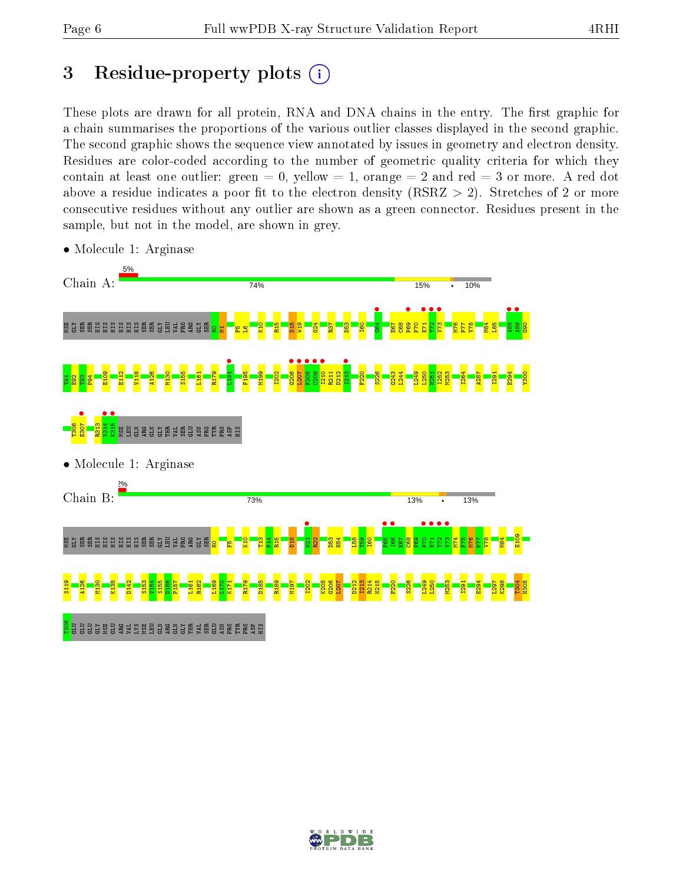# 3 Residue-property plots

These plots are drawn for all protein, RNA and DNA chains in the entry. The first graphic for a chain summarises the proportions of the various outlier classes displayed in the second graphic. The second graphic shows the sequence view annotated by issues in geometry and electron density. Residues are color-coded according to the number of geometric quality criteria for which they contain at least one outlier: green = 0, yellow = 1, orange = 2 and red = 3 or more. A red dot above a residue indicates a poor fit to the electron density (RSRZ > 2). Stretches of 2 or more consecutive residues without any outlier are shown as a green connector. Residues present in the sample, but not in the model, are shown in grey.

- Molecule 1: Arginase

Chain A: 5% | 74% | 15% | • | 10%

MSE GLY SER SER HIS HIS HIS HIS HIS HIS SER SER GLY LEU VAL PRO ARG GLY SER H0 M1 F5 L6 K10 R15 D18 W19 G24 R37 D53 I60 G64 E67 C68 P69 P70 E71 T72 V73 M76 P77 V78 M84 L85 A88 A89 G90 I91 E92 P93 P94 E109 E112 V118 A126 M130 S155 L161 R179 L191 F195 M199 I202 G206 L207 F208 C209 I210 R211 D212 I213 F220 S226 G243 L244 L249 L250 H251 I252 M253 I264 A287 I291 E294 Y300 T306 E307 R313 V314 K315 MSE LEU GLN ARG GLN GLY THR VAL SER GLU ASN PRO TYR PRO ASP HIS

- Molecule 1: Arginase

Chain B: 2% | 73% | 13% | • | 13%

MSE GLY SER SER HIS HIS HIS HIS HIS HIS SER SER GLY LEU VAL PRO ARG GLY SER H0 F5 K10 T13 P14 R15 D18 N21 R22 D53 H54 L58 T59 I60 P65 I66 E67 C68 P69 P70 E71 T72 V73 M74 F75 M76 P77 V78 M84 E109 S119 A126 M130 K135 D142 S153 V154 S155 D156 P157 L161 R162 L169 L170 K171 R179 D185 R189 M197 I202 K205 G206 L207 D212 I213 R214 N215 F220 S226 L249 L250 M253 I291 E294 L297 K298 T304 H305 T306 GLU GLU GLY MSE GLU ARG VAL LYS MSE LEU GLN ARG GLN GLY THR VAL SER GLU ASN PRO TYR PRO ASP HIS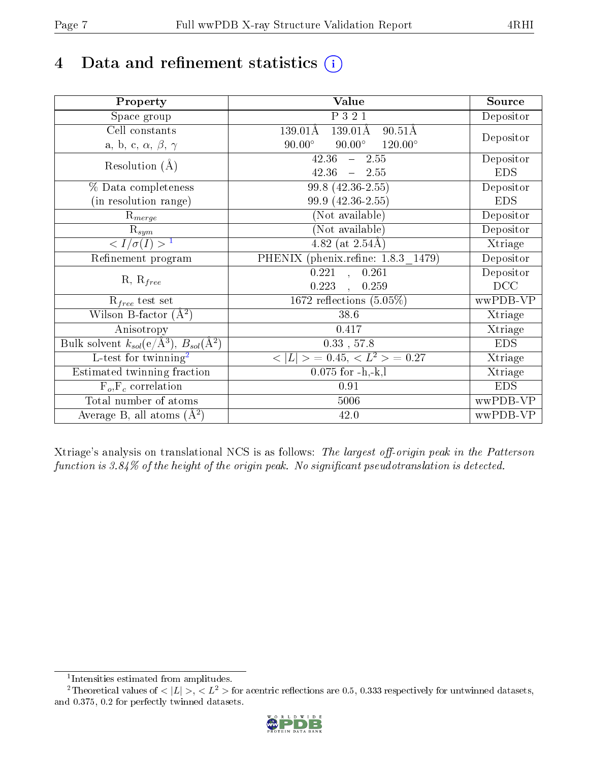# 4 Data and refinement statistics (i)

| Property | Value | Source |
|---|---|---|
| Space group | P 3 2 1 | Depositor |
| Cell constants<br>a, b, c, $\alpha$, $\beta$, $\gamma$ | 139.01Å 139.01Å 90.51Å<br>90.00° 90.00° 120.00° | Depositor |
| Resolution (Å) | 42.36 – 2.55<br>42.36 – 2.55 | Depositor<br>EDS |
| % Data completeness<br>(in resolution range) | 99.8 (42.36-2.55)<br>99.9 (42.36-2.55) | Depositor<br>EDS |
| $R_{merge}$ | (Not available) | Depositor |
| $R_{sym}$ | (Not available) | Depositor |
| $< I/\sigma(I) >$ [1] | 4.82 (at 2.54Å) | Xtriage |
| Refinement program | PHENIX (phenix.refine: 1.8.3_1479) | Depositor |
| R, $R_{free}$ | 0.221 , 0.261<br>0.223 , 0.259 | Depositor<br>DCC |
| $R_{free}$ test set | 1672 reflections (5.05%) | wwPDB-VP |
| Wilson B-factor (Å$^2$) | 38.6 | Xtriage |
| Anisotropy | 0.417 | Xtriage |
| Bulk solvent $k_{sol}$(e/Å$^3$), $B_{sol}$(Å$^2$) | 0.33 , 57.8 | EDS |
| L-test for twinning[2] | $< \|L\| > = 0.45$, $< L^2 > = 0.27$ | Xtriage |
| Estimated twinning fraction | 0.075 for -h,-k,l | Xtriage |
| $F_o$,$F_c$ correlation | 0.91 | EDS |
| Total number of atoms | 5006 | wwPDB-VP |
| Average B, all atoms (Å$^2$) | 42.0 | wwPDB-VP |

Xtriage's analysis on translational NCS is as follows: *The largest off-origin peak in the Patterson function is 3.84% of the height of the origin peak. No significant pseudotranslation is detected.*

[1] Intensities estimated from amplitudes.

[2] Theoretical values of $<|L|>$, $<L^2>$ for acentric reflections are 0.5, 0.333 respectively for untwinned datasets, and 0.375, 0.2 for perfectly twinned datasets.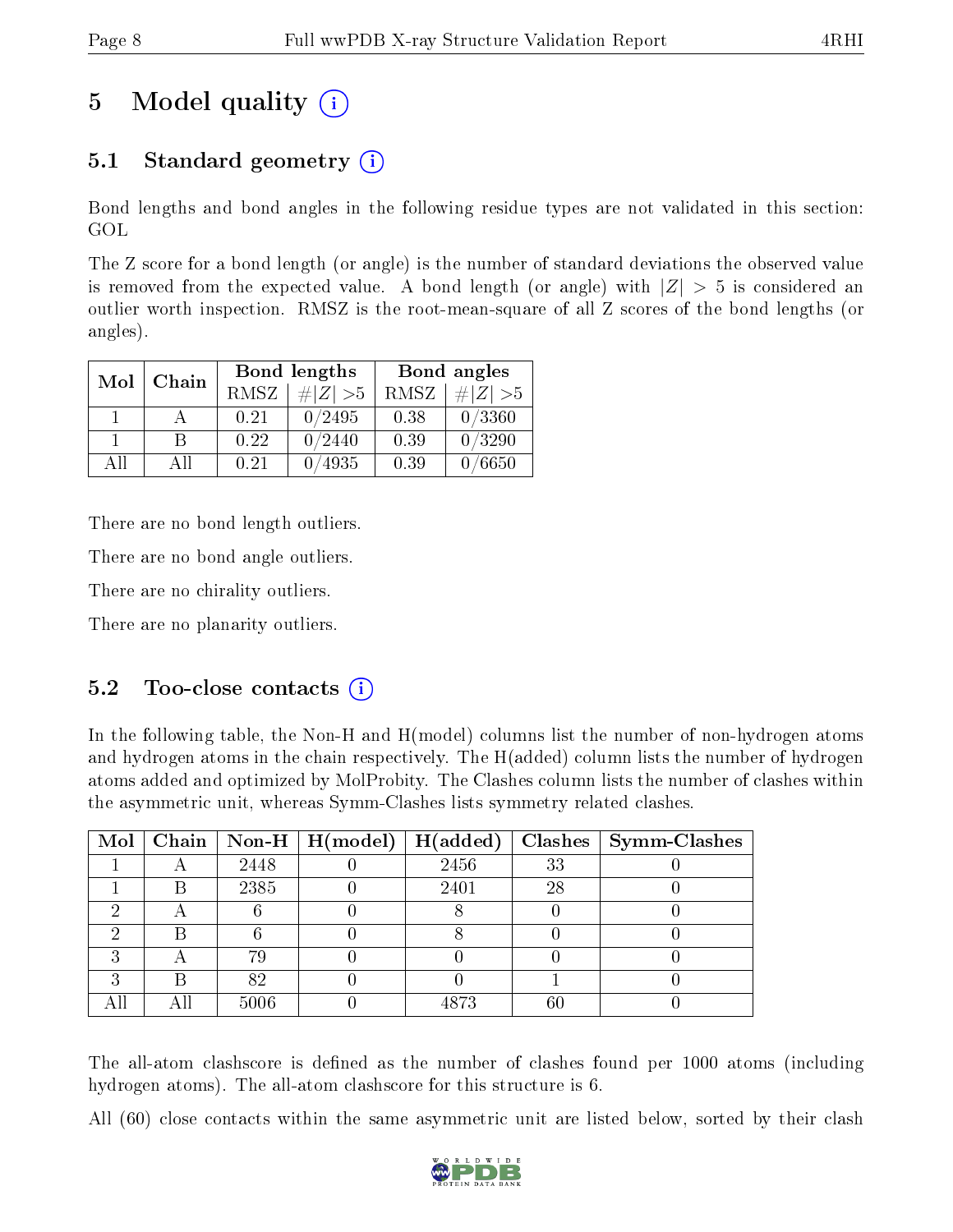# 5 Model quality (i)

## 5.1 Standard geometry (i)

Bond lengths and bond angles in the following residue types are not validated in this section: GOL

The Z score for a bond length (or angle) is the number of standard deviations the observed value is removed from the expected value. A bond length (or angle) with $|Z| > 5$ is considered an outlier worth inspection. RMSZ is the root-mean-square of all Z scores of the bond lengths (or angles).

| Mol | Chain | Bond lengths | | Bond angles | |
|---|---|---|---|---|---|
| | | RMSZ | $\#\|Z\| > 5$ | RMSZ | $\#\|Z\| > 5$ |
| 1 | A | 0.21 | 0/2495 | 0.38 | 0/3360 |
| 1 | B | 0.22 | 0/2440 | 0.39 | 0/3290 |
| All | All | 0.21 | 0/4935 | 0.39 | 0/6650 |

There are no bond length outliers.

There are no bond angle outliers.

There are no chirality outliers.

There are no planarity outliers.

## 5.2 Too-close contacts (i)

In the following table, the Non-H and H(model) columns list the number of non-hydrogen atoms and hydrogen atoms in the chain respectively. The H(added) column lists the number of hydrogen atoms added and optimized by MolProbity. The Clashes column lists the number of clashes within the asymmetric unit, whereas Symm-Clashes lists symmetry related clashes.

| Mol | Chain | Non-H | H(model) | H(added) | Clashes | Symm-Clashes |
|---|---|---|---|---|---|---|
| 1 | A | 2448 | 0 | 2456 | 33 | 0 |
| 1 | B | 2385 | 0 | 2401 | 28 | 0 |
| 2 | A | 6 | 0 | 8 | 0 | 0 |
| 2 | B | 6 | 0 | 8 | 0 | 0 |
| 3 | A | 79 | 0 | 0 | 0 | 0 |
| 3 | B | 82 | 0 | 0 | 1 | 0 |
| All | All | 5006 | 0 | 4873 | 60 | 0 |

The all-atom clashscore is defined as the number of clashes found per 1000 atoms (including hydrogen atoms). The all-atom clashscore for this structure is 6.

All (60) close contacts within the same asymmetric unit are listed below, sorted by their clash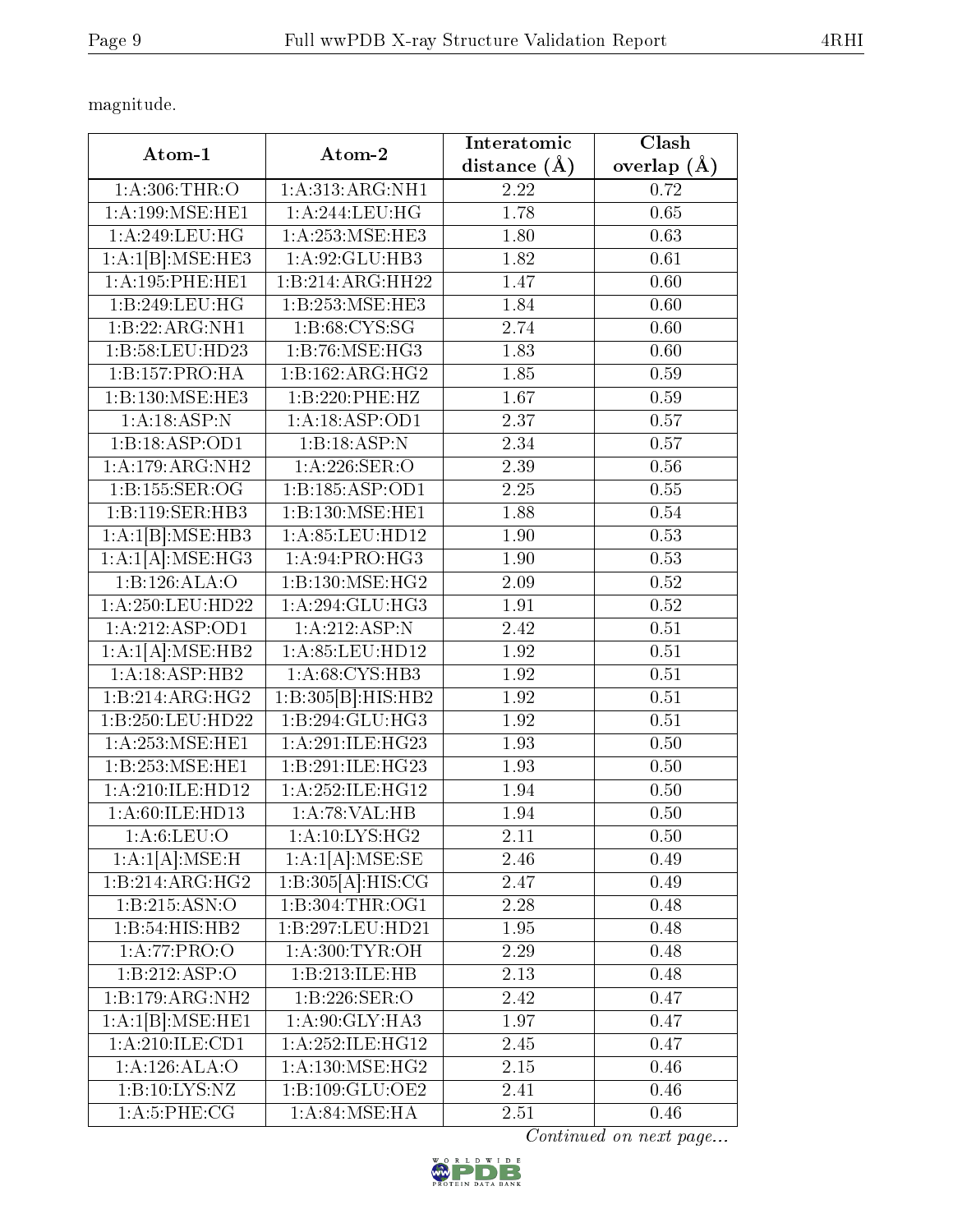magnitude.

| Atom-1 | Atom-2 | Interatomic distance (Å) | Clash overlap (Å) |
|---|---|---|---|
| 1:A:306:THR:O | 1:A:313:ARG:NH1 | 2.22 | 0.72 |
| 1:A:199:MSE:HE1 | 1:A:244:LEU:HG | 1.78 | 0.65 |
| 1:A:249:LEU:HG | 1:A:253:MSE:HE3 | 1.80 | 0.63 |
| 1:A:1[B]:MSE:HE3 | 1:A:92:GLU:HB3 | 1.82 | 0.61 |
| 1:A:195:PHE:HE1 | 1:B:214:ARG:HH22 | 1.47 | 0.60 |
| 1:B:249:LEU:HG | 1:B:253:MSE:HE3 | 1.84 | 0.60 |
| 1:B:22:ARG:NH1 | 1:B:68:CYS:SG | 2.74 | 0.60 |
| 1:B:58:LEU:HD23 | 1:B:76:MSE:HG3 | 1.83 | 0.60 |
| 1:B:157:PRO:HA | 1:B:162:ARG:HG2 | 1.85 | 0.59 |
| 1:B:130:MSE:HE3 | 1:B:220:PHE:HZ | 1.67 | 0.59 |
| 1:A:18:ASP:N | 1:A:18:ASP:OD1 | 2.37 | 0.57 |
| 1:B:18:ASP:OD1 | 1:B:18:ASP:N | 2.34 | 0.57 |
| 1:A:179:ARG:NH2 | 1:A:226:SER:O | 2.39 | 0.56 |
| 1:B:155:SER:OG | 1:B:185:ASP:OD1 | 2.25 | 0.55 |
| 1:B:119:SER:HB3 | 1:B:130:MSE:HE1 | 1.88 | 0.54 |
| 1:A:1[B]:MSE:HB3 | 1:A:85:LEU:HD12 | 1.90 | 0.53 |
| 1:A:1[A]:MSE:HG3 | 1:A:94:PRO:HG3 | 1.90 | 0.53 |
| 1:B:126:ALA:O | 1:B:130:MSE:HG2 | 2.09 | 0.52 |
| 1:A:250:LEU:HD22 | 1:A:294:GLU:HG3 | 1.91 | 0.52 |
| 1:A:212:ASP:OD1 | 1:A:212:ASP:N | 2.42 | 0.51 |
| 1:A:1[A]:MSE:HB2 | 1:A:85:LEU:HD12 | 1.92 | 0.51 |
| 1:A:18:ASP:HB2 | 1:A:68:CYS:HB3 | 1.92 | 0.51 |
| 1:B:214:ARG:HG2 | 1:B:305[B]:HIS:HB2 | 1.92 | 0.51 |
| 1:B:250:LEU:HD22 | 1:B:294:GLU:HG3 | 1.92 | 0.51 |
| 1:A:253:MSE:HE1 | 1:A:291:ILE:HG23 | 1.93 | 0.50 |
| 1:B:253:MSE:HE1 | 1:B:291:ILE:HG23 | 1.93 | 0.50 |
| 1:A:210:ILE:HD12 | 1:A:252:ILE:HG12 | 1.94 | 0.50 |
| 1:A:60:ILE:HD13 | 1:A:78:VAL:HB | 1.94 | 0.50 |
| 1:A:6:LEU:O | 1:A:10:LYS:HG2 | 2.11 | 0.50 |
| 1:A:1[A]:MSE:H | 1:A:1[A]:MSE:SE | 2.46 | 0.49 |
| 1:B:214:ARG:HG2 | 1:B:305[A]:HIS:CG | 2.47 | 0.49 |
| 1:B:215:ASN:O | 1:B:304:THR:OG1 | 2.28 | 0.48 |
| 1:B:54:HIS:HB2 | 1:B:297:LEU:HD21 | 1.95 | 0.48 |
| 1:A:77:PRO:O | 1:A:300:TYR:OH | 2.29 | 0.48 |
| 1:B:212:ASP:O | 1:B:213:ILE:HB | 2.13 | 0.48 |
| 1:B:179:ARG:NH2 | 1:B:226:SER:O | 2.42 | 0.47 |
| 1:A:1[B]:MSE:HE1 | 1:A:90:GLY:HA3 | 1.97 | 0.47 |
| 1:A:210:ILE:CD1 | 1:A:252:ILE:HG12 | 2.45 | 0.47 |
| 1:A:126:ALA:O | 1:A:130:MSE:HG2 | 2.15 | 0.46 |
| 1:B:10:LYS:NZ | 1:B:109:GLU:OE2 | 2.41 | 0.46 |
| 1:A:5:PHE:CG | 1:A:84:MSE:HA | 2.51 | 0.46 |

*Continued on next page...*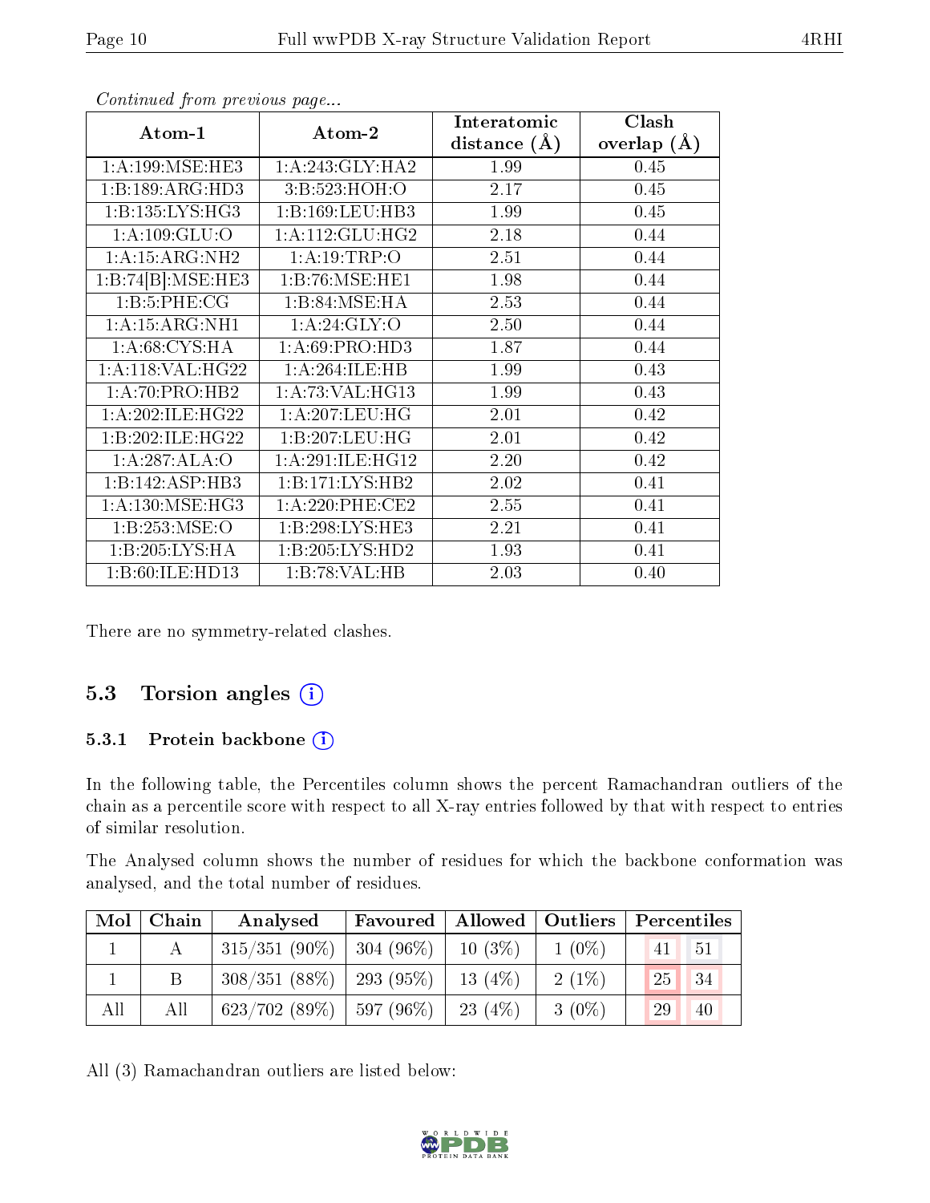*Continued from previous page...*

| Atom-1 | Atom-2 | Interatomic distance (Å) | Clash overlap (Å) |
|---|---|---|---|
| 1:A:199:MSE:HE3 | 1:A:243:GLY:HA2 | 1.99 | 0.45 |
| 1:B:189:ARG:HD3 | 3:B:523:HOH:O | 2.17 | 0.45 |
| 1:B:135:LYS:HG3 | 1:B:169:LEU:HB3 | 1.99 | 0.45 |
| 1:A:109:GLU:O | 1:A:112:GLU:HG2 | 2.18 | 0.44 |
| 1:A:15:ARG:NH2 | 1:A:19:TRP:O | 2.51 | 0.44 |
| 1:B:74[B]:MSE:HE3 | 1:B:76:MSE:HE1 | 1.98 | 0.44 |
| 1:B:5:PHE:CG | 1:B:84:MSE:HA | 2.53 | 0.44 |
| 1:A:15:ARG:NH1 | 1:A:24:GLY:O | 2.50 | 0.44 |
| 1:A:68:CYS:HA | 1:A:69:PRO:HD3 | 1.87 | 0.44 |
| 1:A:118:VAL:HG22 | 1:A:264:ILE:HB | 1.99 | 0.43 |
| 1:A:70:PRO:HB2 | 1:A:73:VAL:HG13 | 1.99 | 0.43 |
| 1:A:202:ILE:HG22 | 1:A:207:LEU:HG | 2.01 | 0.42 |
| 1:B:202:ILE:HG22 | 1:B:207:LEU:HG | 2.01 | 0.42 |
| 1:A:287:ALA:O | 1:A:291:ILE:HG12 | 2.20 | 0.42 |
| 1:B:142:ASP:HB3 | 1:B:171:LYS:HB2 | 2.02 | 0.41 |
| 1:A:130:MSE:HG3 | 1:A:220:PHE:CE2 | 2.55 | 0.41 |
| 1:B:253:MSE:O | 1:B:298:LYS:HE3 | 2.21 | 0.41 |
| 1:B:205:LYS:HA | 1:B:205:LYS:HD2 | 1.93 | 0.41 |
| 1:B:60:ILE:HD13 | 1:B:78:VAL:HB | 2.03 | 0.40 |

There are no symmetry-related clashes.

## 5.3 Torsion angles

### 5.3.1 Protein backbone

In the following table, the Percentiles column shows the percent Ramachandran outliers of the chain as a percentile score with respect to all X-ray entries followed by that with respect to entries of similar resolution.

The Analysed column shows the number of residues for which the backbone conformation was analysed, and the total number of residues.

| Mol | Chain | Analysed | Favoured | Allowed | Outliers | Percentiles | |
|---|---|---|---|---|---|---|---|
| 1 | A | 315/351 (90%) | 304 (96%) | 10 (3%) | 1 (0%) | 41 | 51 |
| 1 | B | 308/351 (88%) | 293 (95%) | 13 (4%) | 2 (1%) | 25 | 34 |
| All | All | 623/702 (89%) | 597 (96%) | 23 (4%) | 3 (0%) | 29 | 40 |

All (3) Ramachandran outliers are listed below: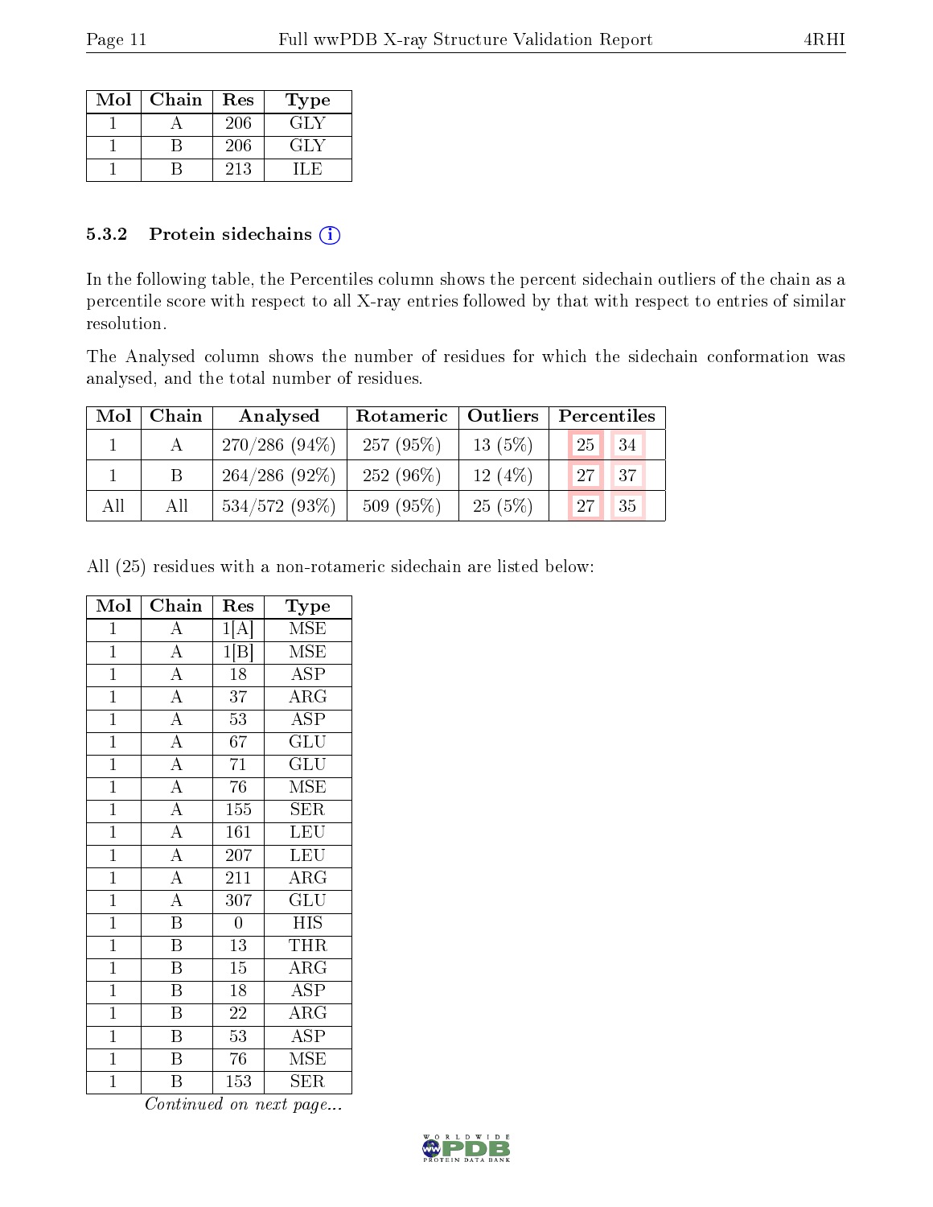| Mol | Chain | Res | Type |
|---|---|---|---|
| 1 | A | 206 | GLY |
| 1 | B | 206 | GLY |
| 1 | B | 213 | ILE |

### 5.3.2 Protein sidechains (i)

In the following table, the Percentiles column shows the percent sidechain outliers of the chain as a percentile score with respect to all X-ray entries followed by that with respect to entries of similar resolution.

The Analysed column shows the number of residues for which the sidechain conformation was analysed, and the total number of residues.

| Mol | Chain | Analysed | Rotameric | Outliers | Percentiles | |
|---|---|---|---|---|---|---|
| 1 | A | 270/286 (94%) | 257 (95%) | 13 (5%) | 25 | 34 |
| 1 | B | 264/286 (92%) | 252 (96%) | 12 (4%) | 27 | 37 |
| All | All | 534/572 (93%) | 509 (95%) | 25 (5%) | 27 | 35 |

All (25) residues with a non-rotameric sidechain are listed below:

| Mol | Chain | Res | Type |
|---|---|---|---|
| 1 | A | 1[A] | MSE |
| 1 | A | 1[B] | MSE |
| 1 | A | 18 | ASP |
| 1 | A | 37 | ARG |
| 1 | A | 53 | ASP |
| 1 | A | 67 | GLU |
| 1 | A | 71 | GLU |
| 1 | A | 76 | MSE |
| 1 | A | 155 | SER |
| 1 | A | 161 | LEU |
| 1 | A | 207 | LEU |
| 1 | A | 211 | ARG |
| 1 | A | 307 | GLU |
| 1 | B | 0 | HIS |
| 1 | B | 13 | THR |
| 1 | B | 15 | ARG |
| 1 | B | 18 | ASP |
| 1 | B | 22 | ARG |
| 1 | B | 53 | ASP |
| 1 | B | 76 | MSE |
| 1 | B | 153 | SER |

*Continued on next page...*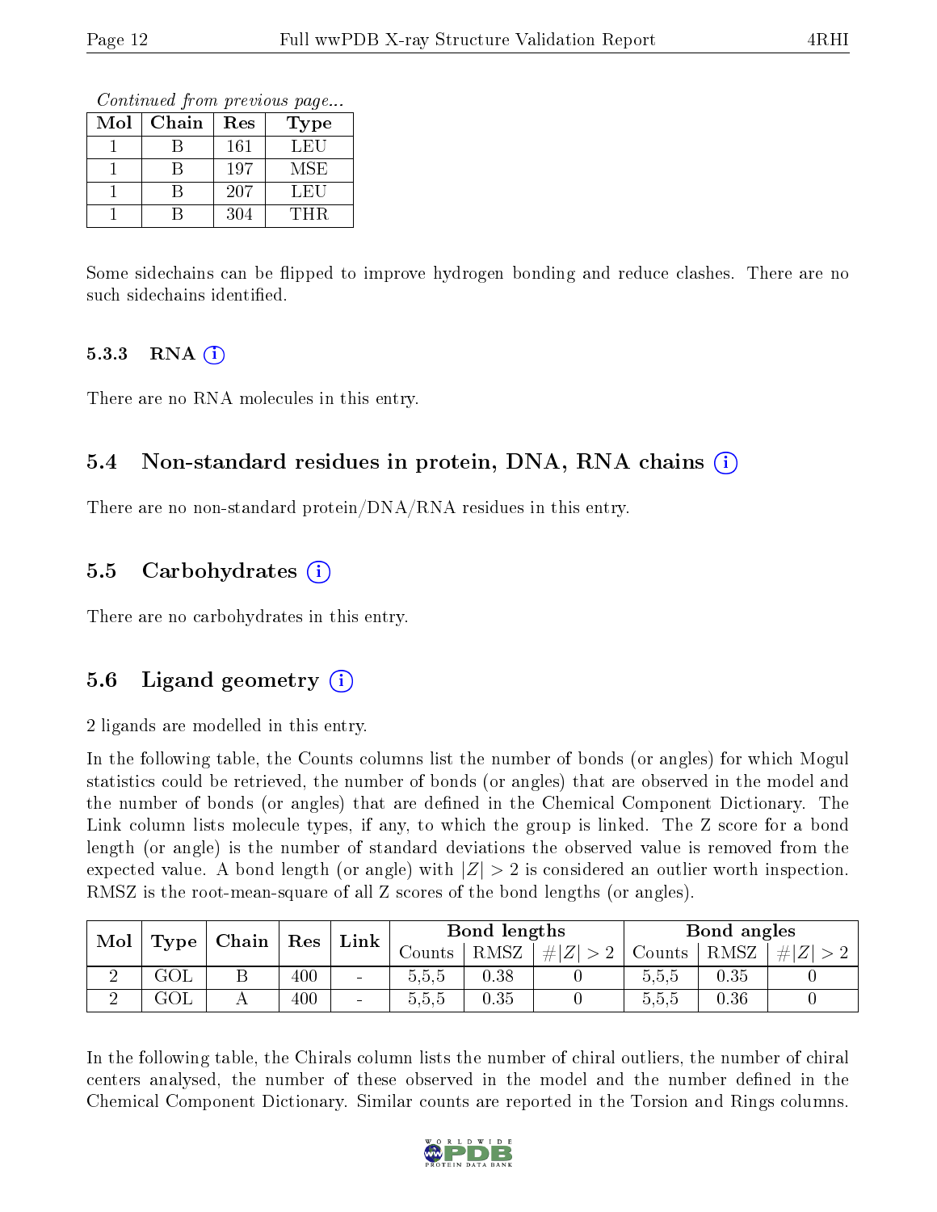*Continued from previous page...*

| Mol | Chain | Res | Type |
|---|---|---|---|
| 1 | B | 161 | LEU |
| 1 | B | 197 | MSE |
| 1 | B | 207 | LEU |
| 1 | B | 304 | THR |

Some sidechains can be flipped to improve hydrogen bonding and reduce clashes. There are no such sidechains identified.

### 5.3.3 RNA

There are no RNA molecules in this entry.

## 5.4 Non-standard residues in protein, DNA, RNA chains

There are no non-standard protein/DNA/RNA residues in this entry.

## 5.5 Carbohydrates

There are no carbohydrates in this entry.

## 5.6 Ligand geometry

2 ligands are modelled in this entry.

In the following table, the Counts columns list the number of bonds (or angles) for which Mogul statistics could be retrieved, the number of bonds (or angles) that are observed in the model and the number of bonds (or angles) that are defined in the Chemical Component Dictionary. The Link column lists molecule types, if any, to which the group is linked. The Z score for a bond length (or angle) is the number of standard deviations the observed value is removed from the expected value. A bond length (or angle) with $|Z| > 2$ is considered an outlier worth inspection. RMSZ is the root-mean-square of all Z scores of the bond lengths (or angles).

| Mol | Type | Chain | Res | Link | Bond lengths | | | Bond angles | | |
|---|---|---|---|---|---|---|---|---|---|---|
| | | | | | Counts | RMSZ | $\#\|Z\| > 2$ | Counts | RMSZ | $\#\|Z\| > 2$ |
| 2 | GOL | B | 400 | - | 5,5,5 | 0.38 | 0 | 5,5,5 | 0.35 | 0 |
| 2 | GOL | A | 400 | - | 5,5,5 | 0.35 | 0 | 5,5,5 | 0.36 | 0 |

In the following table, the Chirals column lists the number of chiral outliers, the number of chiral centers analysed, the number of these observed in the model and the number defined in the Chemical Component Dictionary. Similar counts are reported in the Torsion and Rings columns.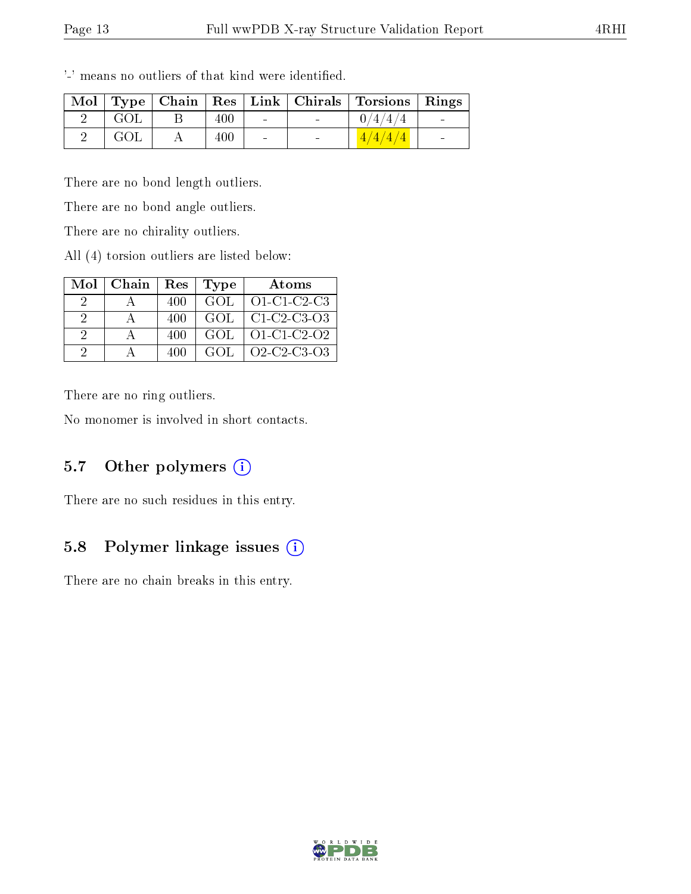'-' means no outliers of that kind were identified.

| Mol | Type | Chain | Res | Link | Chirals | Torsions | Rings |
|---|---|---|---|---|---|---|---|
| 2 | GOL | B | 400 | - | - | 0/4/4/4 | - |
| 2 | GOL | A | 400 | - | - | 4/4/4/4 | - |

There are no bond length outliers.

There are no bond angle outliers.

There are no chirality outliers.

All (4) torsion outliers are listed below:

| Mol | Chain | Res | Type | Atoms |
|---|---|---|---|---|
| 2 | A | 400 | GOL | O1-C1-C2-C3 |
| 2 | A | 400 | GOL | C1-C2-C3-O3 |
| 2 | A | 400 | GOL | O1-C1-C2-O2 |
| 2 | A | 400 | GOL | O2-C2-C3-O3 |

There are no ring outliers.

No monomer is involved in short contacts.

## 5.7 Other polymers

There are no such residues in this entry.

## 5.8 Polymer linkage issues

There are no chain breaks in this entry.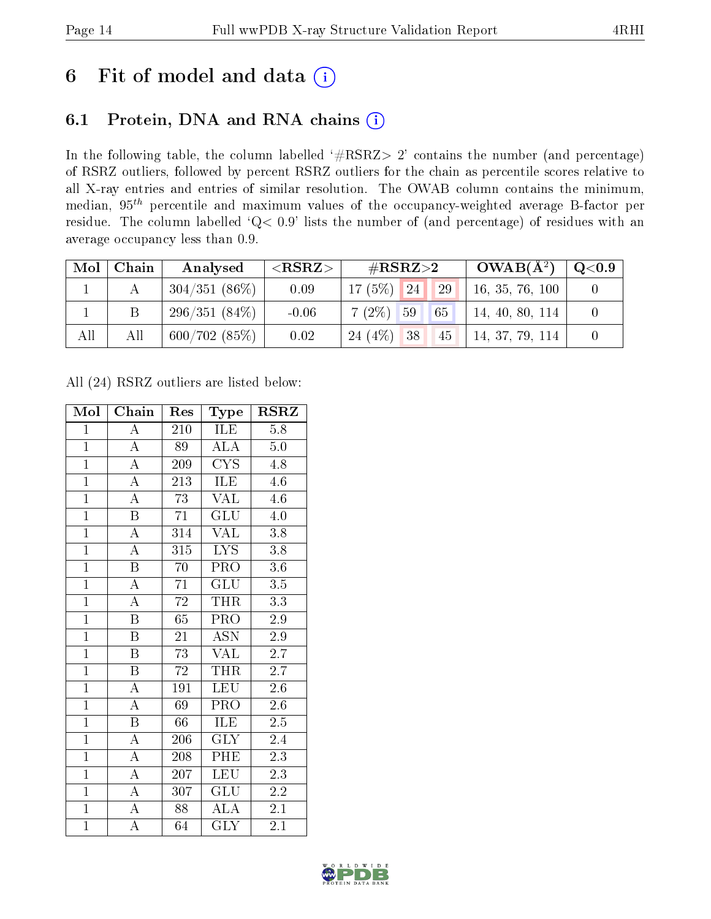# 6 Fit of model and data

## 6.1 Protein, DNA and RNA chains

In the following table, the column labelled '#RSRZ> 2' contains the number (and percentage) of RSRZ outliers, followed by percent RSRZ outliers for the chain as percentile scores relative to all X-ray entries and entries of similar resolution. The OWAB column contains the minimum, median, $95^{th}$ percentile and maximum values of the occupancy-weighted average B-factor per residue. The column labelled 'Q< 0.9' lists the number of (and percentage) of residues with an average occupancy less than 0.9.

| Mol | Chain | Analysed | <RSRZ> | #RSRZ>2 | | | OWAB(Å$^2$) | Q<0.9 |
|---|---|---|---|---|---|---|---|---|
| 1 | A | 304/351 (86%) | 0.09 | 17 (5%) | 24 | 29 | 16, 35, 76, 100 | 0 |
| 1 | B | 296/351 (84%) | -0.06 | 7 (2%) | 59 | 65 | 14, 40, 80, 114 | 0 |
| All | All | 600/702 (85%) | 0.02 | 24 (4%) | 38 | 45 | 14, 37, 79, 114 | 0 |

All (24) RSRZ outliers are listed below:

| Mol | Chain | Res | Type | RSRZ |
|---|---|---|---|---|
| 1 | A | 210 | ILE | 5.8 |
| 1 | A | 89 | ALA | 5.0 |
| 1 | A | 209 | CYS | 4.8 |
| 1 | A | 213 | ILE | 4.6 |
| 1 | A | 73 | VAL | 4.6 |
| 1 | B | 71 | GLU | 4.0 |
| 1 | A | 314 | VAL | 3.8 |
| 1 | A | 315 | LYS | 3.8 |
| 1 | B | 70 | PRO | 3.6 |
| 1 | A | 71 | GLU | 3.5 |
| 1 | A | 72 | THR | 3.3 |
| 1 | B | 65 | PRO | 2.9 |
| 1 | B | 21 | ASN | 2.9 |
| 1 | B | 73 | VAL | 2.7 |
| 1 | B | 72 | THR | 2.7 |
| 1 | A | 191 | LEU | 2.6 |
| 1 | A | 69 | PRO | 2.6 |
| 1 | B | 66 | ILE | 2.5 |
| 1 | A | 206 | GLY | 2.4 |
| 1 | A | 208 | PHE | 2.3 |
| 1 | A | 207 | LEU | 2.3 |
| 1 | A | 307 | GLU | 2.2 |
| 1 | A | 88 | ALA | 2.1 |
| 1 | A | 64 | GLY | 2.1 |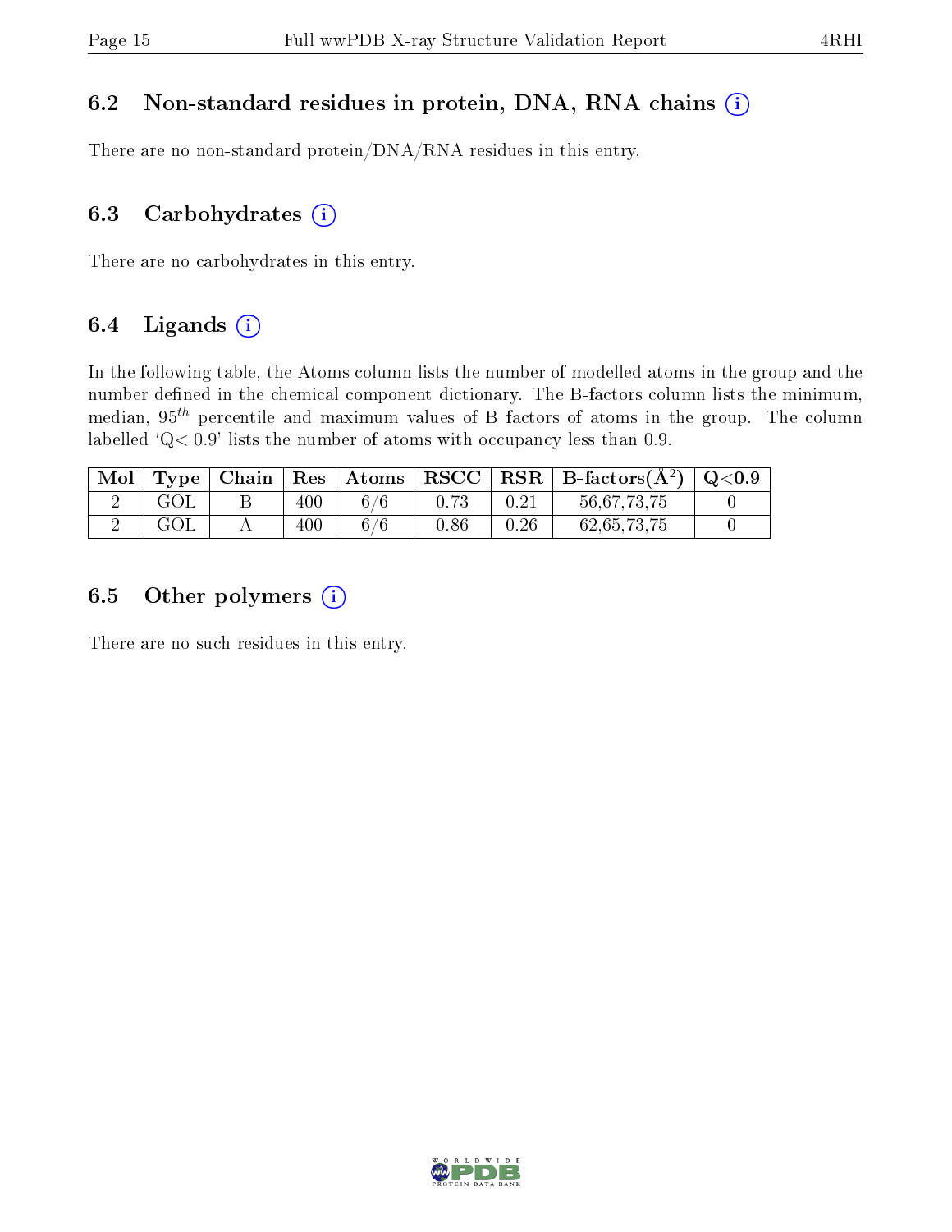### 6.2 Non-standard residues in protein, DNA, RNA chains

There are no non-standard protein/DNA/RNA residues in this entry.

### 6.3 Carbohydrates

There are no carbohydrates in this entry.

### 6.4 Ligands

In the following table, the Atoms column lists the number of modelled atoms in the group and the number defined in the chemical component dictionary. The B-factors column lists the minimum, median, $95^{th}$ percentile and maximum values of B factors of atoms in the group. The column labelled 'Q< 0.9' lists the number of atoms with occupancy less than 0.9.

| Mol | Type | Chain | Res | Atoms | RSCC | RSR | B-factors($\AA^2$) | Q<0.9 |
|---|---|---|---|---|---|---|---|---|
| 2 | GOL | B | 400 | 6/6 | 0.73 | 0.21 | 56,67,73,75 | 0 |
| 2 | GOL | A | 400 | 6/6 | 0.86 | 0.26 | 62,65,73,75 | 0 |

### 6.5 Other polymers

There are no such residues in this entry.